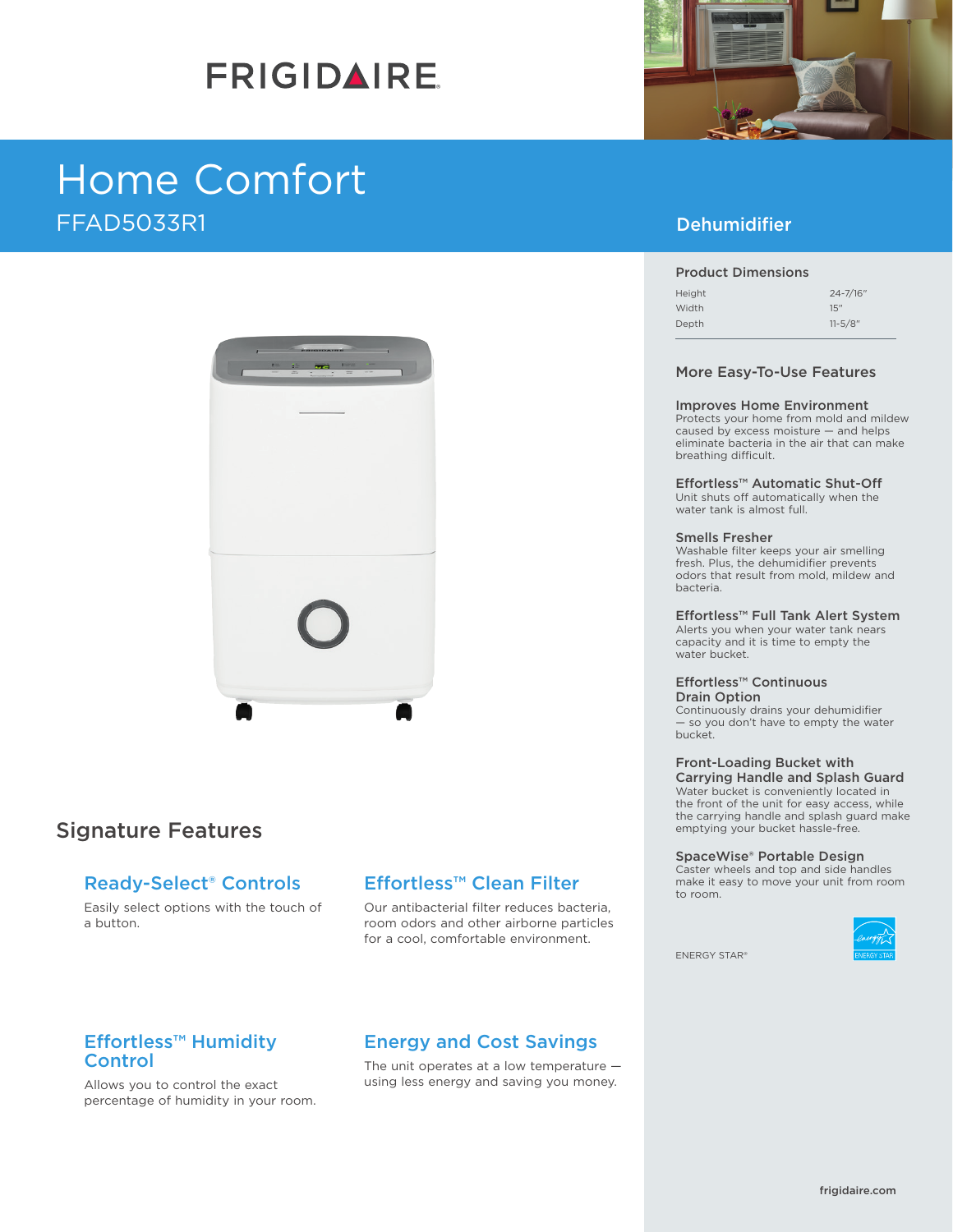# FRIGIDAIRE

# Home Comfort

FFAD5033R1

## Dehumidifier

### Product Dimensions

| | |
|---|---|
| Height | 24-7/16" |
| Width | 15" |
| Depth | 11-5/8" |

### More Easy-To-Use Features

**Improves Home Environment**
Protects your home from mold and mildew caused by excess moisture — and helps eliminate bacteria in the air that can make breathing difficult.

**Effortless™ Automatic Shut-Off**
Unit shuts off automatically when the water tank is almost full.

**Smells Fresher**
Washable filter keeps your air smelling fresh. Plus, the dehumidifier prevents odors that result from mold, mildew and bacteria.

**Effortless™ Full Tank Alert System**
Alerts you when your water tank nears capacity and it is time to empty the water bucket.

**Effortless™ Continuous Drain Option**
Continuously drains your dehumidifier — so you don't have to empty the water bucket.

**Front-Loading Bucket with Carrying Handle and Splash Guard**
Water bucket is conveniently located in the front of the unit for easy access, while the carrying handle and splash guard make emptying your bucket hassle-free.

**SpaceWise® Portable Design**
Caster wheels and top and side handles make it easy to move your unit from room to room.

ENERGY STAR®

## Signature Features

### Ready-Select® Controls

Easily select options with the touch of a button.

### Effortless™ Clean Filter

Our antibacterial filter reduces bacteria, room odors and other airborne particles for a cool, comfortable environment.

### Effortless™ Humidity Control

Allows you to control the exact percentage of humidity in your room.

### Energy and Cost Savings

The unit operates at a low temperature — using less energy and saving you money.

frigidaire.com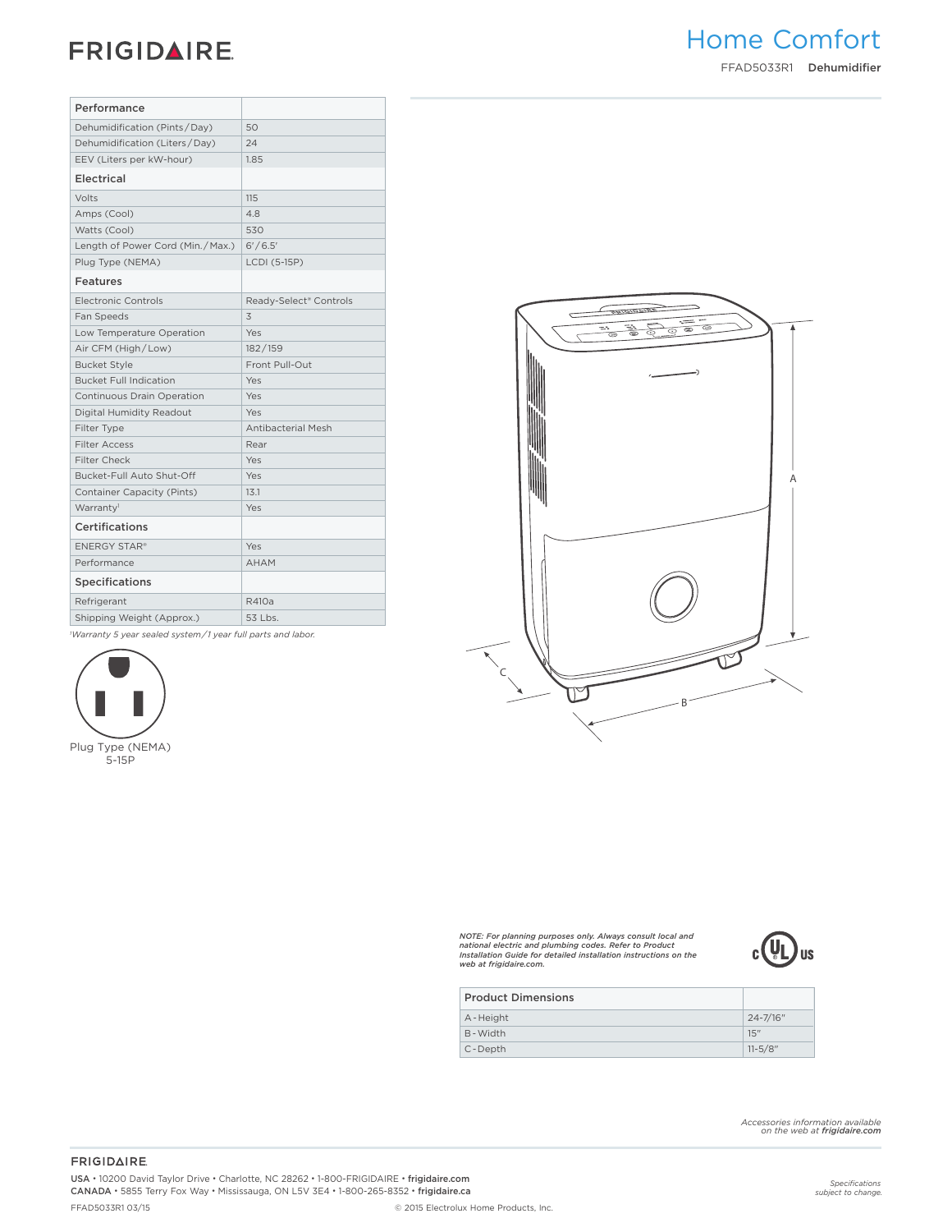FRIGIDAIRE

# Home Comfort

FFAD5033R1 **Dehumidifier**

| Performance | |
|---|---|
| Dehumidification (Pints/Day) | 50 |
| Dehumidification (Liters/Day) | 24 |
| EEV (Liters per kW-hour) | 1.85 |
| **Electrical** | |
| Volts | 115 |
| Amps (Cool) | 4.8 |
| Watts (Cool) | 530 |
| Length of Power Cord (Min./Max.) | 6'/6.5' |
| Plug Type (NEMA) | LCDI (5-15P) |
| **Features** | |
| Electronic Controls | Ready-Select® Controls |
| Fan Speeds | 3 |
| Low Temperature Operation | Yes |
| Air CFM (High/Low) | 182/159 |
| Bucket Style | Front Pull-Out |
| Bucket Full Indication | Yes |
| Continuous Drain Operation | Yes |
| Digital Humidity Readout | Yes |
| Filter Type | Antibacterial Mesh |
| Filter Access | Rear |
| Filter Check | Yes |
| Bucket-Full Auto Shut-Off | Yes |
| Container Capacity (Pints) | 13.1 |
| Warranty[1] | Yes |
| **Certifications** | |
| ENERGY STAR® | Yes |
| Performance | AHAM |
| **Specifications** | |
| Refrigerant | R410a |
| Shipping Weight (Approx.) | 53 Lbs. |

*[1]Warranty 5 year sealed system/1 year full parts and labor.*

Plug Type (NEMA)
5-15P

A

B

C

*NOTE: For planning purposes only. Always consult local and national electric and plumbing codes. Refer to Product Installation Guide for detailed installation instructions on the web at frigidaire.com.*

| Product Dimensions | |
|---|---|
| A - Height | 24-7/16" |
| B - Width | 15" |
| C - Depth | 11-5/8" |

*Accessories information available on the web at **frigidaire.com***

FRIGIDAIRE

USA • 10200 David Taylor Drive • Charlotte, NC 28262 • 1-800-FRIGIDAIRE • frigidaire.com
CANADA • 5855 Terry Fox Way • Mississauga, ON L5V 3E4 • 1-800-265-8352 • frigidaire.ca

*Specifications subject to change.*

FFAD5033R1 03/15

© 2015 Electrolux Home Products, Inc.